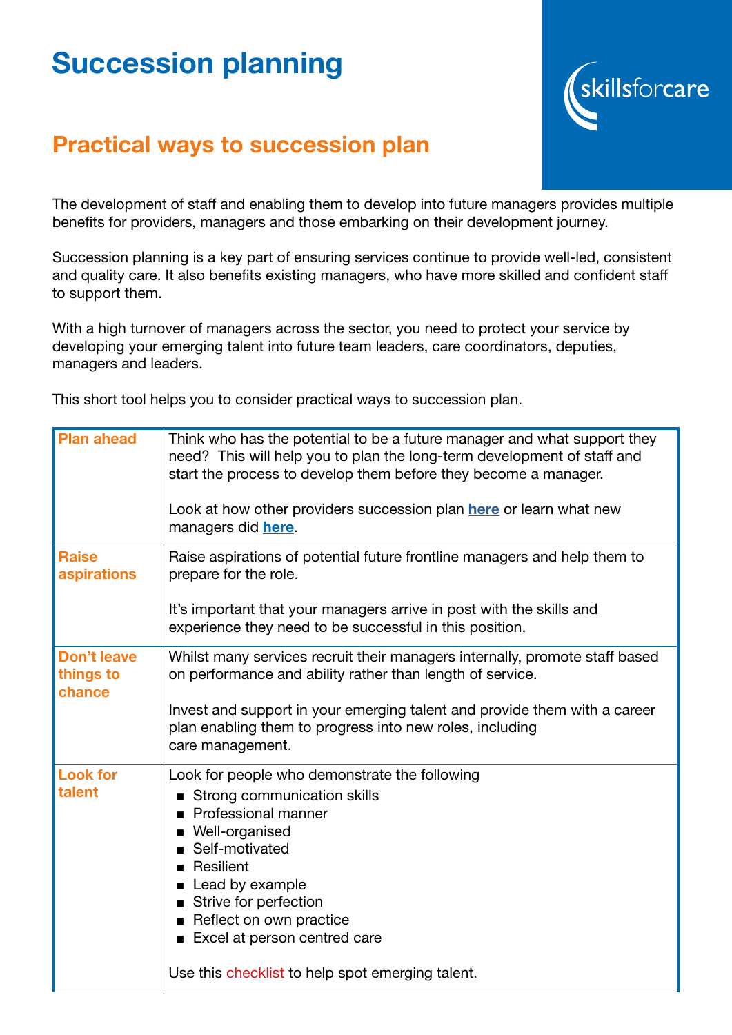# Succession planning

## Practical ways to succession plan

The development of staff and enabling them to develop into future managers provides multiple benefits for providers, managers and those embarking on their development journey.

Succession planning is a key part of ensuring services continue to provide well-led, consistent and quality care. It also benefits existing managers, who have more skilled and confident staff to support them.

With a high turnover of managers across the sector, you need to protect your service by developing your emerging talent into future team leaders, care coordinators, deputies, managers and leaders.

This short tool helps you to consider practical ways to succession plan.

| | |
|---|---|
| **Plan ahead** | Think who has the potential to be a future manager and what support they need? This will help you to plan the long-term development of staff and start the process to develop them before they become a manager.<br><br>Look at how other providers succession plan **here** or learn what new managers did **here**. |
| **Raise aspirations** | Raise aspirations of potential future frontline managers and help them to prepare for the role.<br><br>It's important that your managers arrive in post with the skills and experience they need to be successful in this position. |
| **Don't leave things to chance** | Whilst many services recruit their managers internally, promote staff based on performance and ability rather than length of service.<br><br>Invest and support in your emerging talent and provide them with a career plan enabling them to progress into new roles, including care management. |
| **Look for talent** | Look for people who demonstrate the following<br>▪ Strong communication skills<br>▪ Professional manner<br>▪ Well-organised<br>▪ Self-motivated<br>▪ Resilient<br>▪ Lead by example<br>▪ Strive for perfection<br>▪ Reflect on own practice<br>▪ Excel at person centred care<br><br>Use this checklist to help spot emerging talent. |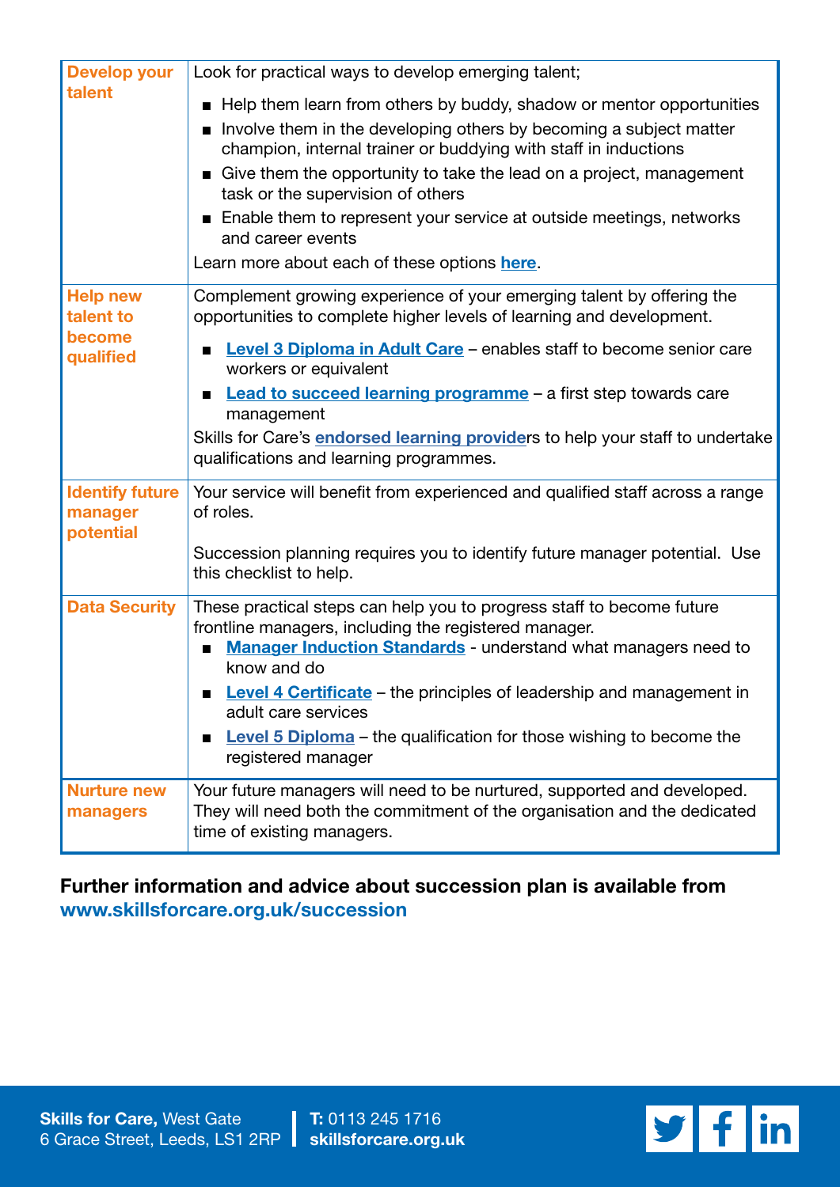| | |
|---|---|
| **Develop your talent** | Look for practical ways to develop emerging talent;<br>■ Help them learn from others by buddy, shadow or mentor opportunities<br>■ Involve them in the developing others by becoming a subject matter champion, internal trainer or buddying with staff in inductions<br>■ Give them the opportunity to take the lead on a project, management task or the supervision of others<br>■ Enable them to represent your service at outside meetings, networks and career events<br>Learn more about each of these options **here**. |
| **Help new talent to become qualified** | Complement growing experience of your emerging talent by offering the opportunities to complete higher levels of learning and development.<br>■ **Level 3 Diploma in Adult Care** – enables staff to become senior care workers or equivalent<br>■ **Lead to succeed learning programme** – a first step towards care management<br>Skills for Care's **endorsed learning provide**rs to help your staff to undertake qualifications and learning programmes. |
| **Identify future manager potential** | Your service will benefit from experienced and qualified staff across a range of roles.<br><br>Succession planning requires you to identify future manager potential. Use this checklist to help. |
| **Data Security** | These practical steps can help you to progress staff to become future frontline managers, including the registered manager.<br>■ **Manager Induction Standards** - understand what managers need to know and do<br>■ **Level 4 Certificate** – the principles of leadership and management in adult care services<br>■ **Level 5 Diploma** – the qualification for those wishing to become the registered manager |
| **Nurture new managers** | Your future managers will need to be nurtured, supported and developed. They will need both the commitment of the organisation and the dedicated time of existing managers. |

**Further information and advice about succession plan is available from www.skillsforcare.org.uk/succession**

**Skills for Care,** West Gate
6 Grace Street, Leeds, LS1 2RP

**T:** 0113 245 1716
**skillsforcare.org.uk**